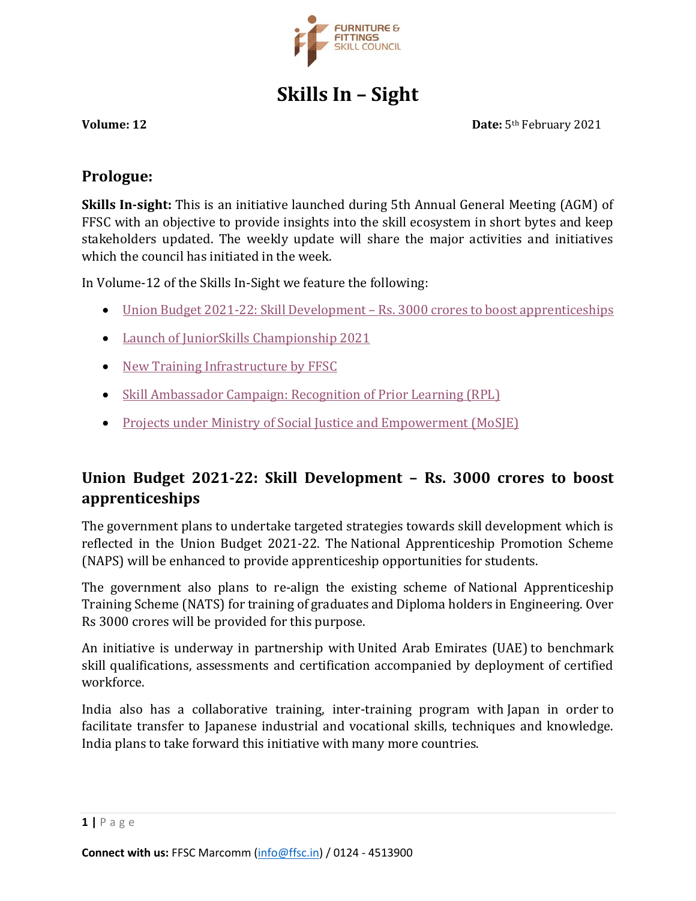# Skills In – Sight

**Volume: 12** **Date:** 5th February 2021

## Prologue:

**Skills In-sight:** This is an initiative launched during 5th Annual General Meeting (AGM) of FFSC with an objective to provide insights into the skill ecosystem in short bytes and keep stakeholders updated. The weekly update will share the major activities and initiatives which the council has initiated in the week.

In Volume-12 of the Skills In-Sight we feature the following:

- Union Budget 2021-22: Skill Development – Rs. 3000 crores to boost apprenticeships
- Launch of JuniorSkills Championship 2021
- New Training Infrastructure by FFSC
- Skill Ambassador Campaign: Recognition of Prior Learning (RPL)
- Projects under Ministry of Social Justice and Empowerment (MoSJE)

## Union Budget 2021-22: Skill Development – Rs. 3000 crores to boost apprenticeships

The government plans to undertake targeted strategies towards skill development which is reflected in the Union Budget 2021-22. The National Apprenticeship Promotion Scheme (NAPS) will be enhanced to provide apprenticeship opportunities for students.

The government also plans to re-align the existing scheme of National Apprenticeship Training Scheme (NATS) for training of graduates and Diploma holders in Engineering. Over Rs 3000 crores will be provided for this purpose.

An initiative is underway in partnership with United Arab Emirates (UAE) to benchmark skill qualifications, assessments and certification accompanied by deployment of certified workforce.

India also has a collaborative training, inter-training program with Japan in order to facilitate transfer to Japanese industrial and vocational skills, techniques and knowledge. India plans to take forward this initiative with many more countries.

**Connect with us:** FFSC Marcomm (info@ffsc.in) / 0124 - 4513900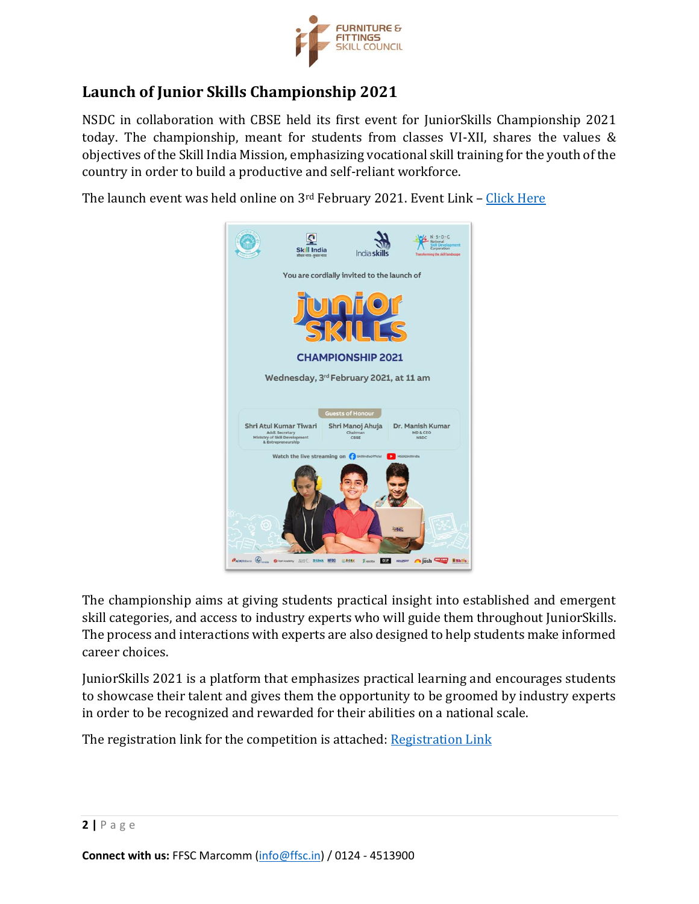## Launch of Junior Skills Championship 2021

NSDC in collaboration with CBSE held its first event for JuniorSkills Championship 2021 today. The championship, meant for students from classes VI-XII, shares the values & objectives of the Skill India Mission, emphasizing vocational skill training for the youth of the country in order to build a productive and self-reliant workforce.

The launch event was held online on 3rd February 2021. Event Link – Click Here

The championship aims at giving students practical insight into established and emergent skill categories, and access to industry experts who will guide them throughout JuniorSkills. The process and interactions with experts are also designed to help students make informed career choices.

JuniorSkills 2021 is a platform that emphasizes practical learning and encourages students to showcase their talent and gives them the opportunity to be groomed by industry experts in order to be recognized and rewarded for their abilities on a national scale.

The registration link for the competition is attached: Registration Link

**Connect with us:** FFSC Marcomm (info@ffsc.in) / 0124 - 4513900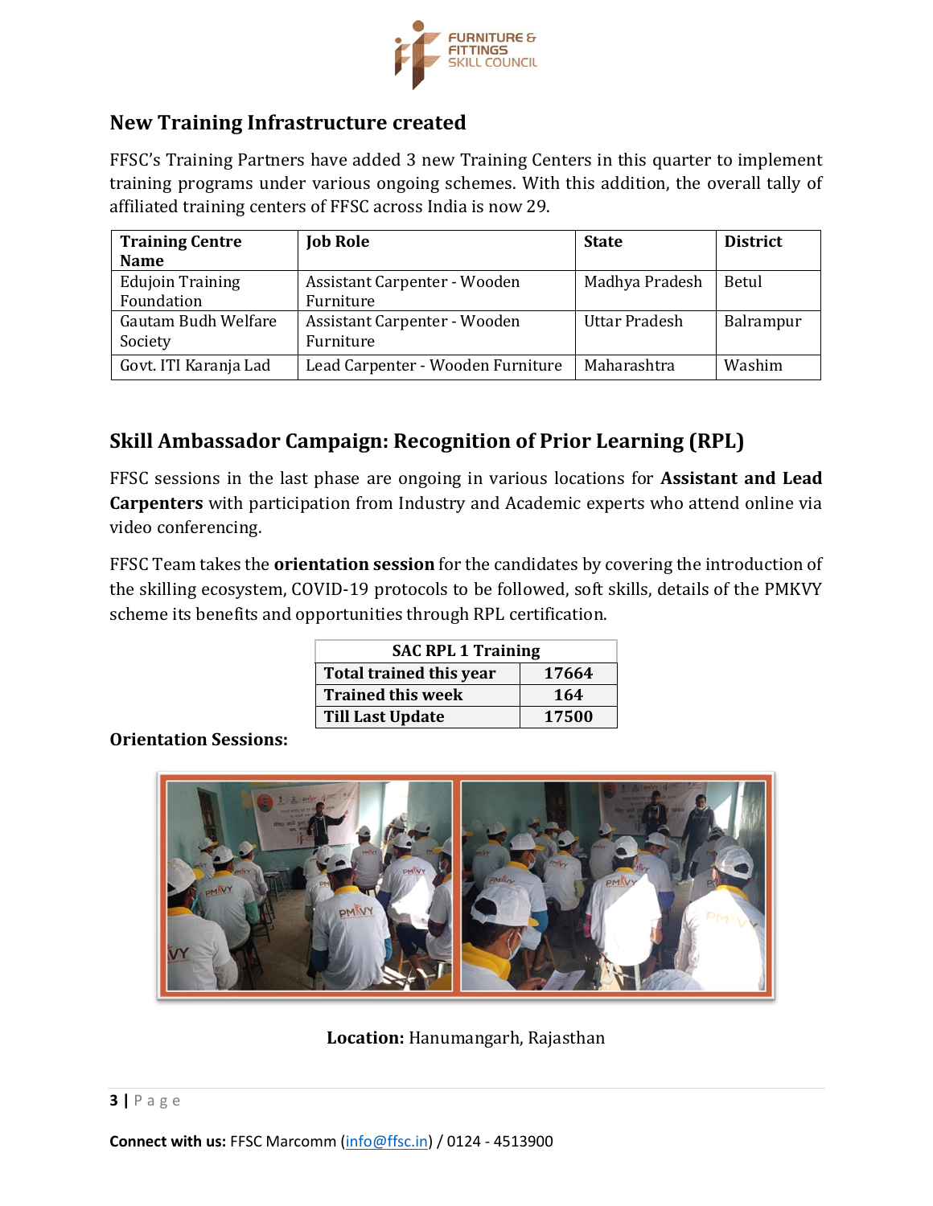## New Training Infrastructure created

FFSC's Training Partners have added 3 new Training Centers in this quarter to implement training programs under various ongoing schemes. With this addition, the overall tally of affiliated training centers of FFSC across India is now 29.

| Training Centre Name | Job Role | State | District |
|---|---|---|---|
| Edujoin Training Foundation | Assistant Carpenter - Wooden Furniture | Madhya Pradesh | Betul |
| Gautam Budh Welfare Society | Assistant Carpenter - Wooden Furniture | Uttar Pradesh | Balrampur |
| Govt. ITI Karanja Lad | Lead Carpenter - Wooden Furniture | Maharashtra | Washim |

## Skill Ambassador Campaign: Recognition of Prior Learning (RPL)

FFSC sessions in the last phase are ongoing in various locations for **Assistant and Lead Carpenters** with participation from Industry and Academic experts who attend online via video conferencing.

FFSC Team takes the **orientation session** for the candidates by covering the introduction of the skilling ecosystem, COVID-19 protocols to be followed, soft skills, details of the PMKVY scheme its benefits and opportunities through RPL certification.

| SAC RPL 1 Training | |
|---|---|
| **Total trained this year** | **17664** |
| **Trained this week** | **164** |
| **Till Last Update** | **17500** |

**Orientation Sessions:**

**Location:** Hanumangarh, Rajasthan

**Connect with us:** FFSC Marcomm (info@ffsc.in) / 0124 - 4513900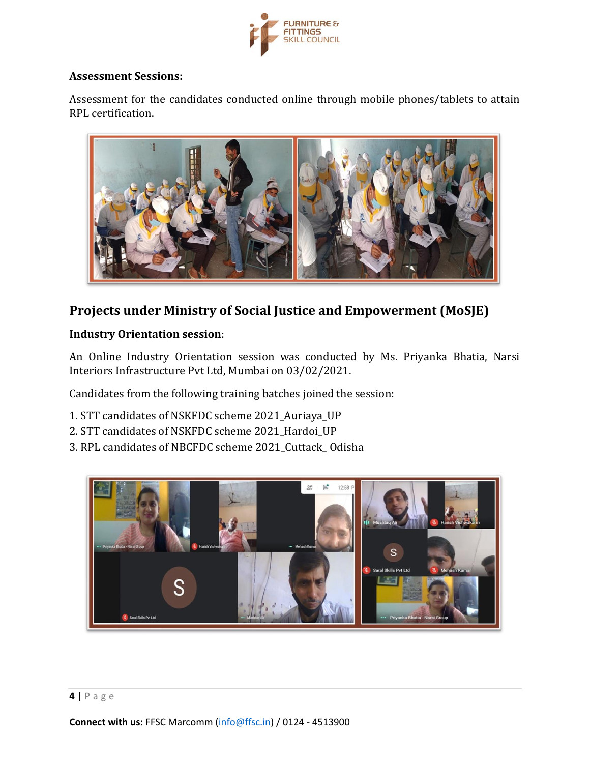**Assessment Sessions:**

Assessment for the candidates conducted online through mobile phones/tablets to attain RPL certification.

## Projects under Ministry of Social Justice and Empowerment (MoSJE)

**Industry Orientation session**:

An Online Industry Orientation session was conducted by Ms. Priyanka Bhatia, Narsi Interiors Infrastructure Pvt Ltd, Mumbai on 03/02/2021.

Candidates from the following training batches joined the session:

1. STT candidates of NSKFDC scheme 2021_Auriaya_UP
2. STT candidates of NSKFDC scheme 2021_Hardoi_UP
3. RPL candidates of NBCFDC scheme 2021_Cuttack_ Odisha

**Connect with us:** FFSC Marcomm (info@ffsc.in) / 0124 - 4513900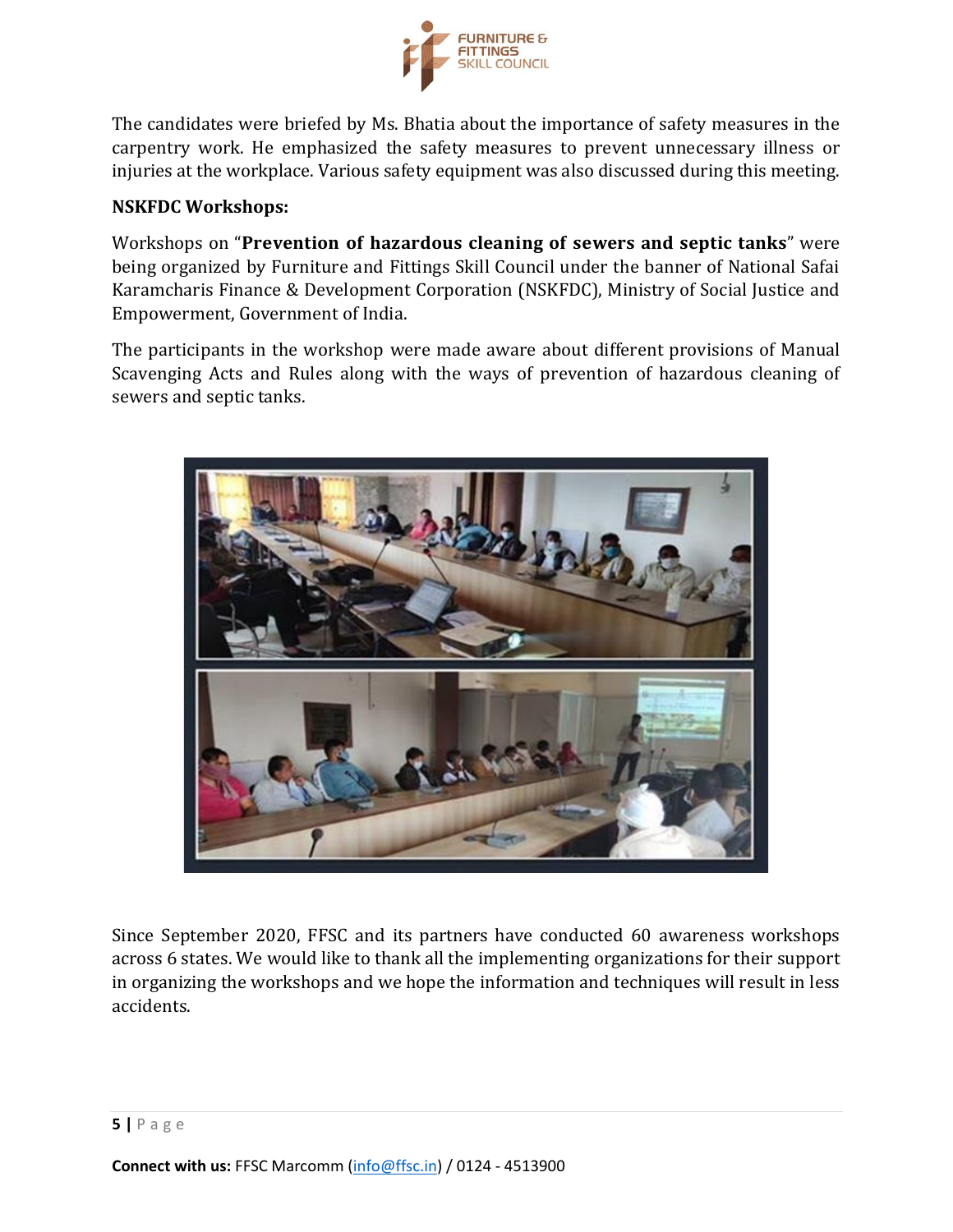The candidates were briefed by Ms. Bhatia about the importance of safety measures in the carpentry work. He emphasized the safety measures to prevent unnecessary illness or injuries at the workplace. Various safety equipment was also discussed during this meeting.

**NSKFDC Workshops:**

Workshops on "**Prevention of hazardous cleaning of sewers and septic tanks**" were being organized by Furniture and Fittings Skill Council under the banner of National Safai Karamcharis Finance & Development Corporation (NSKFDC), Ministry of Social Justice and Empowerment, Government of India.

The participants in the workshop were made aware about different provisions of Manual Scavenging Acts and Rules along with the ways of prevention of hazardous cleaning of sewers and septic tanks.

Since September 2020, FFSC and its partners have conducted 60 awareness workshops across 6 states. We would like to thank all the implementing organizations for their support in organizing the workshops and we hope the information and techniques will result in less accidents.

**Connect with us:** FFSC Marcomm (info@ffsc.in) / 0124 - 4513900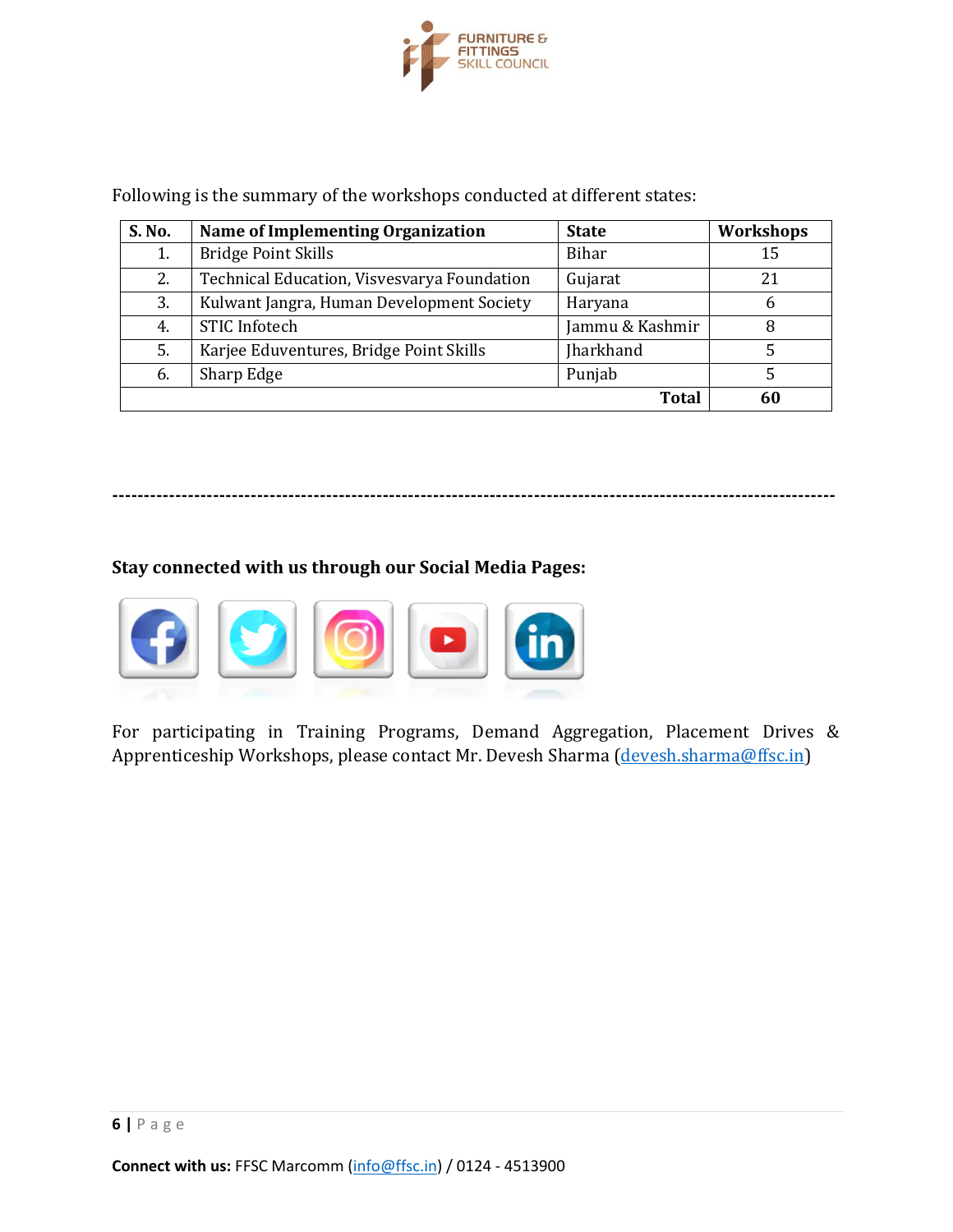Following is the summary of the workshops conducted at different states:

| S. No. | Name of Implementing Organization | State | Workshops |
|---|---|---|---|
| 1. | Bridge Point Skills | Bihar | 15 |
| 2. | Technical Education, Visvesvarya Foundation | Gujarat | 21 |
| 3. | Kulwant Jangra, Human Development Society | Haryana | 6 |
| 4. | STIC Infotech | Jammu & Kashmir | 8 |
| 5. | Karjee Eduventures, Bridge Point Skills | Jharkhand | 5 |
| 6. | Sharp Edge | Punjab | 5 |
| | | **Total** | **60** |

---

**Stay connected with us through our Social Media Pages:**

For participating in Training Programs, Demand Aggregation, Placement Drives & Apprenticeship Workshops, please contact Mr. Devesh Sharma (devesh.sharma@ffsc.in)

**Connect with us:** FFSC Marcomm (info@ffsc.in) / 0124 - 4513900